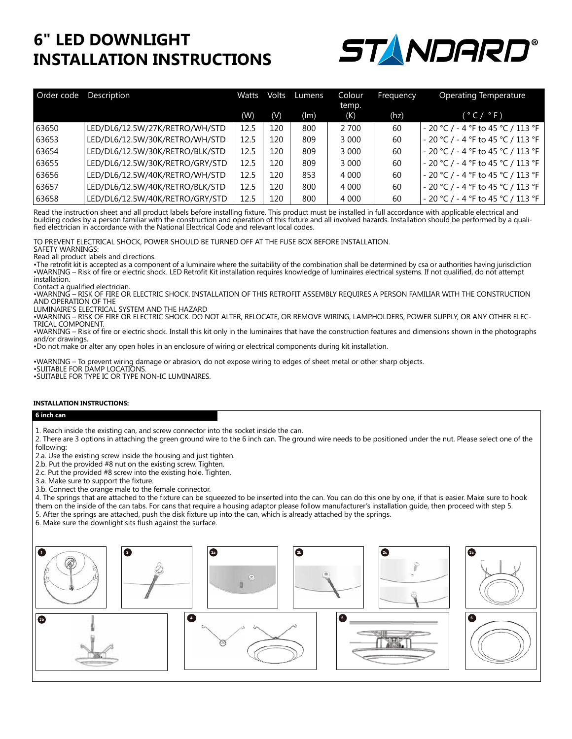# 6" LED DOWNLIGHT INSTALLATION INSTRUCTIONS

STANDARD®

| Order code | Description | Watts (W) | Volts (V) | Lumens (lm) | Colour temp. (K) | Frequency (hz) | Operating Temperature ( °C / °F ) |
|---|---|---|---|---|---|---|---|
| 63650 | LED/DL6/12.5W/27K/RETRO/WH/STD | 12.5 | 120 | 800 | 2 700 | 60 | - 20 °C / - 4 °F to 45 °C / 113 °F |
| 63653 | LED/DL6/12.5W/30K/RETRO/WH/STD | 12.5 | 120 | 809 | 3 000 | 60 | - 20 °C / - 4 °F to 45 °C / 113 °F |
| 63654 | LED/DL6/12.5W/30K/RETRO/BLK/STD | 12.5 | 120 | 809 | 3 000 | 60 | - 20 °C / - 4 °F to 45 °C / 113 °F |
| 63655 | LED/DL6/12.5W/30K/RETRO/GRY/STD | 12.5 | 120 | 809 | 3 000 | 60 | - 20 °C / - 4 °F to 45 °C / 113 °F |
| 63656 | LED/DL6/12.5W/40K/RETRO/WH/STD | 12.5 | 120 | 853 | 4 000 | 60 | - 20 °C / - 4 °F to 45 °C / 113 °F |
| 63657 | LED/DL6/12.5W/40K/RETRO/BLK/STD | 12.5 | 120 | 800 | 4 000 | 60 | - 20 °C / - 4 °F to 45 °C / 113 °F |
| 63658 | LED/DL6/12.5W/40K/RETRO/GRY/STD | 12.5 | 120 | 800 | 4 000 | 60 | - 20 °C / - 4 °F to 45 °C / 113 °F |

Read the instruction sheet and all product labels before installing fixture. This product must be installed in full accordance with applicable electrical and building codes by a person familiar with the construction and operation of this fixture and all involved hazards. Installation should be performed by a qualified electrician in accordance with the National Electrical Code and relevant local codes.

TO PREVENT ELECTRICAL SHOCK, POWER SHOULD BE TURNED OFF AT THE FUSE BOX BEFORE INSTALLATION.
SAFETY WARNINGS:
Read all product labels and directions.

- The retrofit kit is accepted as a component of a luminaire where the suitability of the combination shall be determined by csa or authorities having jurisdiction
- WARNING – Risk of fire or electric shock. LED Retrofit Kit installation requires knowledge of luminaires electrical systems. If not qualified, do not attempt installation.

Contact a qualified electrician.

- WARNING – RISK OF FIRE OR ELECTRIC SHOCK. INSTALLATION OF THIS RETROFIT ASSEMBLY REQUIRES A PERSON FAMILIAR WITH THE CONSTRUCTION AND OPERATION OF THE LUMINAIRE'S ELECTRICAL SYSTEM AND THE HAZARD
- WARNING – RISK OF FIRE OR ELECTRIC SHOCK. DO NOT ALTER, RELOCATE, OR REMOVE WIRING, LAMPHOLDERS, POWER SUPPLY, OR ANY OTHER ELECTRICAL COMPONENT.
- WARNING – Risk of fire or electric shock. Install this kit only in the luminaires that have the construction features and dimensions shown in the photographs and/or drawings.
- Do not make or alter any open holes in an enclosure of wiring or electrical components during kit installation.

- WARNING – To prevent wiring damage or abrasion, do not expose wiring to edges of sheet metal or other sharp objects.
- SUITABLE FOR DAMP LOCATIONS.
- SUITABLE FOR TYPE IC OR TYPE NON-IC LUMINAIRES.

**INSTALLATION INSTRUCTIONS:**

**6 inch can**

1. Reach inside the existing can, and screw connector into the socket inside the can.
2. There are 3 options in attaching the green ground wire to the 6 inch can. The ground wire needs to be positioned under the nut. Please select one of the following:

2.a. Use the existing screw inside the housing and just tighten.
2.b. Put the provided #8 nut on the existing screw. Tighten.
2.c. Put the provided #8 screw into the existing hole. Tighten.
3.a. Make sure to support the fixture.
3.b. Connect the orange male to the female connector.

4. The springs that are attached to the fixture can be squeezed to be inserted into the can. You can do this one by one, if that is easier. Make sure to hook them on the inside of the can tabs. For cans that require a housing adaptor please follow manufacturer's installation guide, then proceed with step 5.
5. After the springs are attached, push the disk fixture up into the can, which is already attached by the springs.
6. Make sure the downlight sits flush against the surface.

1 2 2a 2b 2c 3a 3b 4 5 6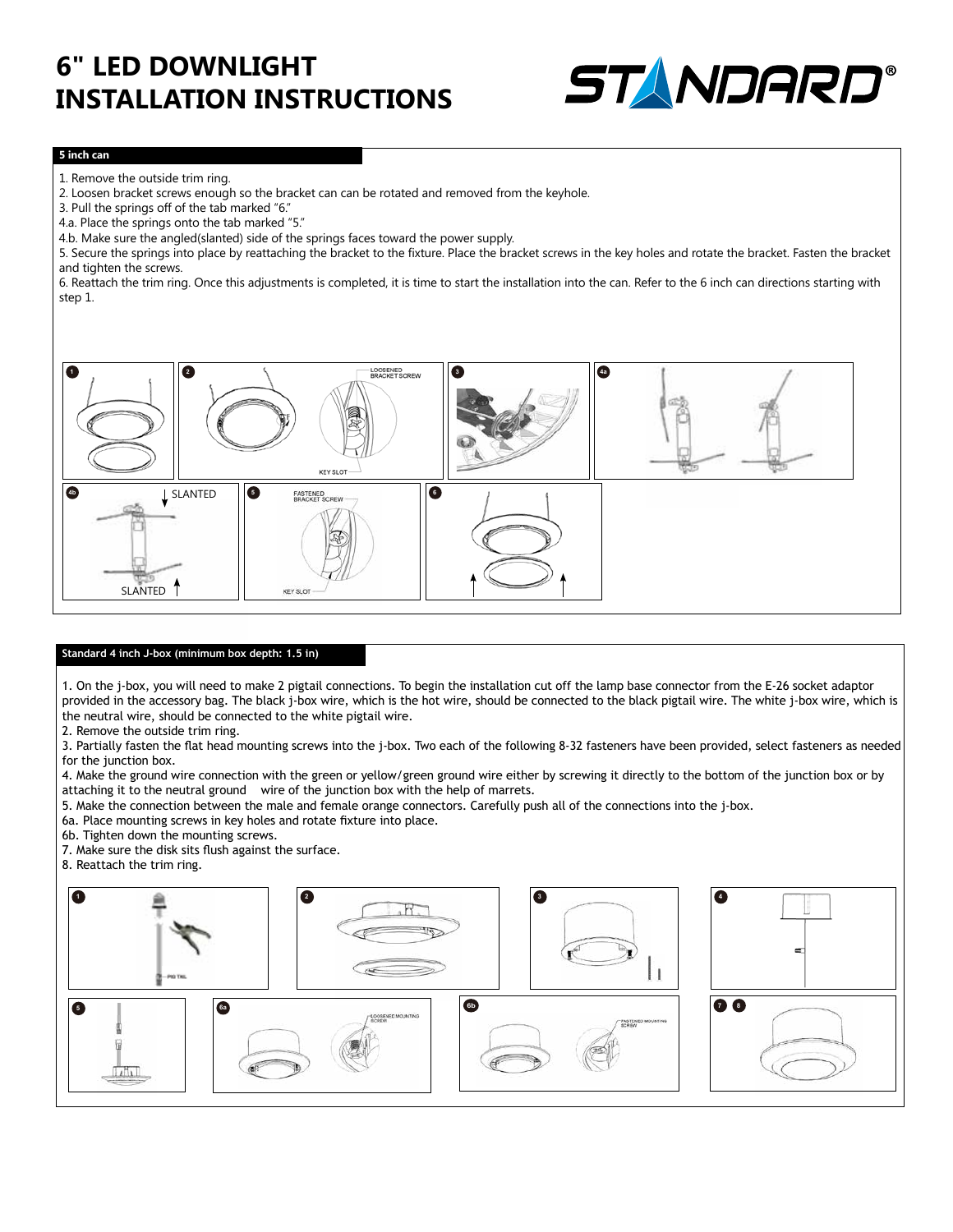# 6" LED DOWNLIGHT INSTALLATION INSTRUCTIONS

STANDARD®

## 5 inch can

1. Remove the outside trim ring.
2. Loosen bracket screws enough so the bracket can can be rotated and removed from the keyhole.
3. Pull the springs off of the tab marked "6."
4.a. Place the springs onto the tab marked "5."
4.b. Make sure the angled(slanted) side of the springs faces toward the power supply.
5. Secure the springs into place by reattaching the bracket to the fixture. Place the bracket screws in the key holes and rotate the bracket. Fasten the bracket and tighten the screws.
6. Reattach the trim ring. Once this adjustments is completed, it is time to start the installation into the can. Refer to the 6 inch can directions starting with step 1.

1

2 LOOSENED BRACKET SCREW KEY SLOT

3

4a

4b SLANTED SLANTED

5 FASTENED BRACKET SCREW KEY SLOT

6

## Standard 4 inch J-box (minimum box depth: 1.5 in)

1. On the j-box, you will need to make 2 pigtail connections. To begin the installation cut off the lamp base connector from the E-26 socket adaptor provided in the accessory bag. The black j-box wire, which is the hot wire, should be connected to the black pigtail wire. The white j-box wire, which is the neutral wire, should be connected to the white pigtail wire.
2. Remove the outside trim ring.
3. Partially fasten the flat head mounting screws into the j-box. Two each of the following 8-32 fasteners have been provided, select fasteners as needed for the junction box.
4. Make the ground wire connection with the green or yellow/green ground wire either by screwing it directly to the bottom of the junction box or by attaching it to the neutral ground wire of the junction box with the help of marrets.
5. Make the connection between the male and female orange connectors. Carefully push all of the connections into the j-box.
6a. Place mounting screws in key holes and rotate fixture into place.
6b. Tighten down the mounting screws.
7. Make sure the disk sits flush against the surface.
8. Reattach the trim ring.

1 PIG TAIL

2

3

4

5

6a LOOSENED MOUNTING SCREW

6b FASTENED MOUNTING SCREW

7 8